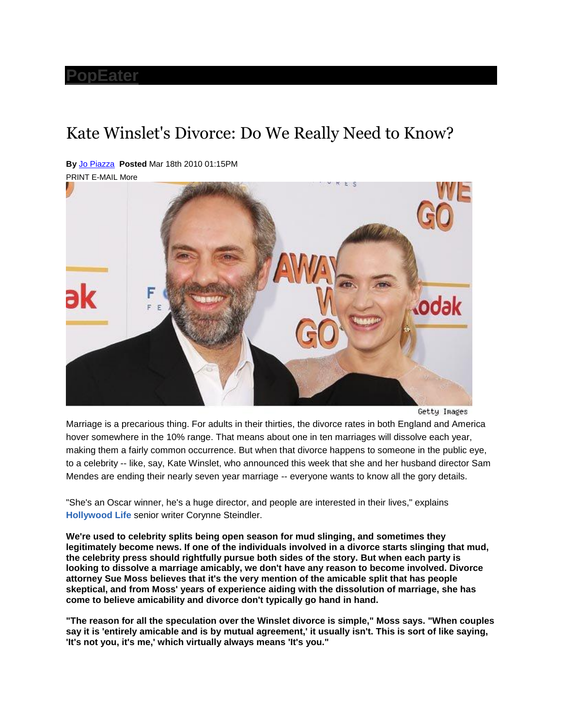**PopEater**

# Kate Winslet's Divorce: Do We Really Need to Know?

**By** Jo Piazza **Posted** Mar 18th 2010 01:15PM

PRINT E-MAIL More

Getty Images

Marriage is a precarious thing. For adults in their thirties, the divorce rates in both England and America hover somewhere in the 10% range. That means about one in ten marriages will dissolve each year, making them a fairly common occurrence. But when that divorce happens to someone in the public eye, to a celebrity -- like, say, Kate Winslet, who announced this week that she and her husband director Sam Mendes are ending their nearly seven year marriage -- everyone wants to know all the gory details.

"She's an Oscar winner, he's a huge director, and people are interested in their lives," explains **Hollywood Life** senior writer Corynne Steindler.

**We're used to celebrity splits being open season for mud slinging, and sometimes they legitimately become news. If one of the individuals involved in a divorce starts slinging that mud, the celebrity press should rightfully pursue both sides of the story. But when each party is looking to dissolve a marriage amicably, we don't have any reason to become involved. Divorce attorney Sue Moss believes that it's the very mention of the amicable split that has people skeptical, and from Moss' years of experience aiding with the dissolution of marriage, she has come to believe amicability and divorce don't typically go hand in hand.**

**"The reason for all the speculation over the Winslet divorce is simple," Moss says. "When couples say it is 'entirely amicable and is by mutual agreement,' it usually isn't. This is sort of like saying, 'It's not you, it's me,' which virtually always means 'It's you."**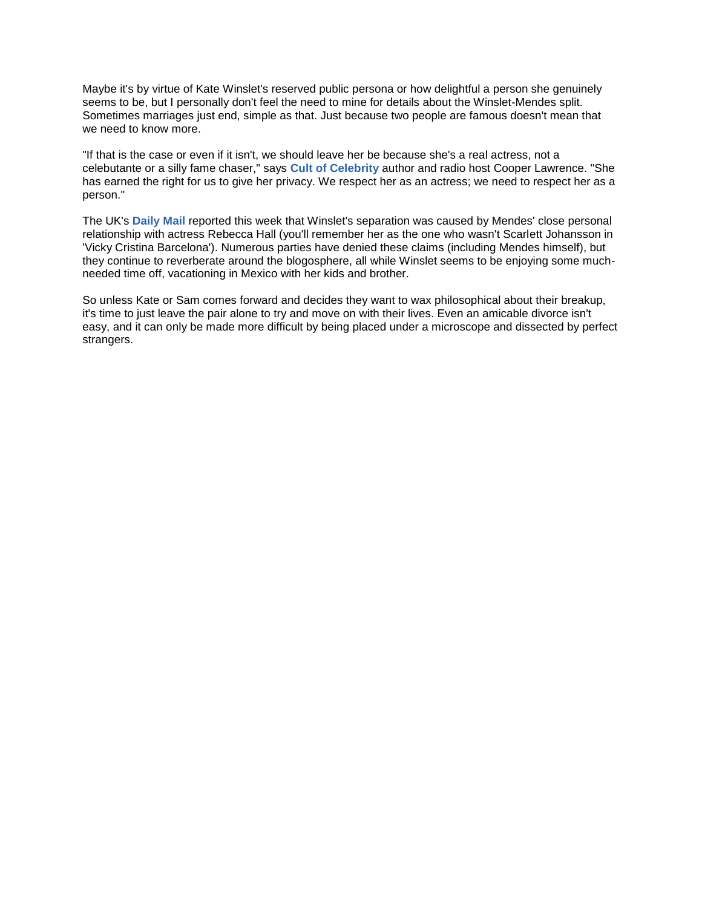Maybe it's by virtue of Kate Winslet's reserved public persona or how delightful a person she genuinely seems to be, but I personally don't feel the need to mine for details about the Winslet-Mendes split. Sometimes marriages just end, simple as that. Just because two people are famous doesn't mean that we need to know more.

"If that is the case or even if it isn't, we should leave her be because she's a real actress, not a celebutante or a silly fame chaser," says **Cult of Celebrity** author and radio host Cooper Lawrence. "She has earned the right for us to give her privacy. We respect her as an actress; we need to respect her as a person."

The UK's **Daily Mail** reported this week that Winslet's separation was caused by Mendes' close personal relationship with actress Rebecca Hall (you'll remember her as the one who wasn't Scarlett Johansson in 'Vicky Cristina Barcelona'). Numerous parties have denied these claims (including Mendes himself), but they continue to reverberate around the blogosphere, all while Winslet seems to be enjoying some much-needed time off, vacationing in Mexico with her kids and brother.

So unless Kate or Sam comes forward and decides they want to wax philosophical about their breakup, it's time to just leave the pair alone to try and move on with their lives. Even an amicable divorce isn't easy, and it can only be made more difficult by being placed under a microscope and dissected by perfect strangers.